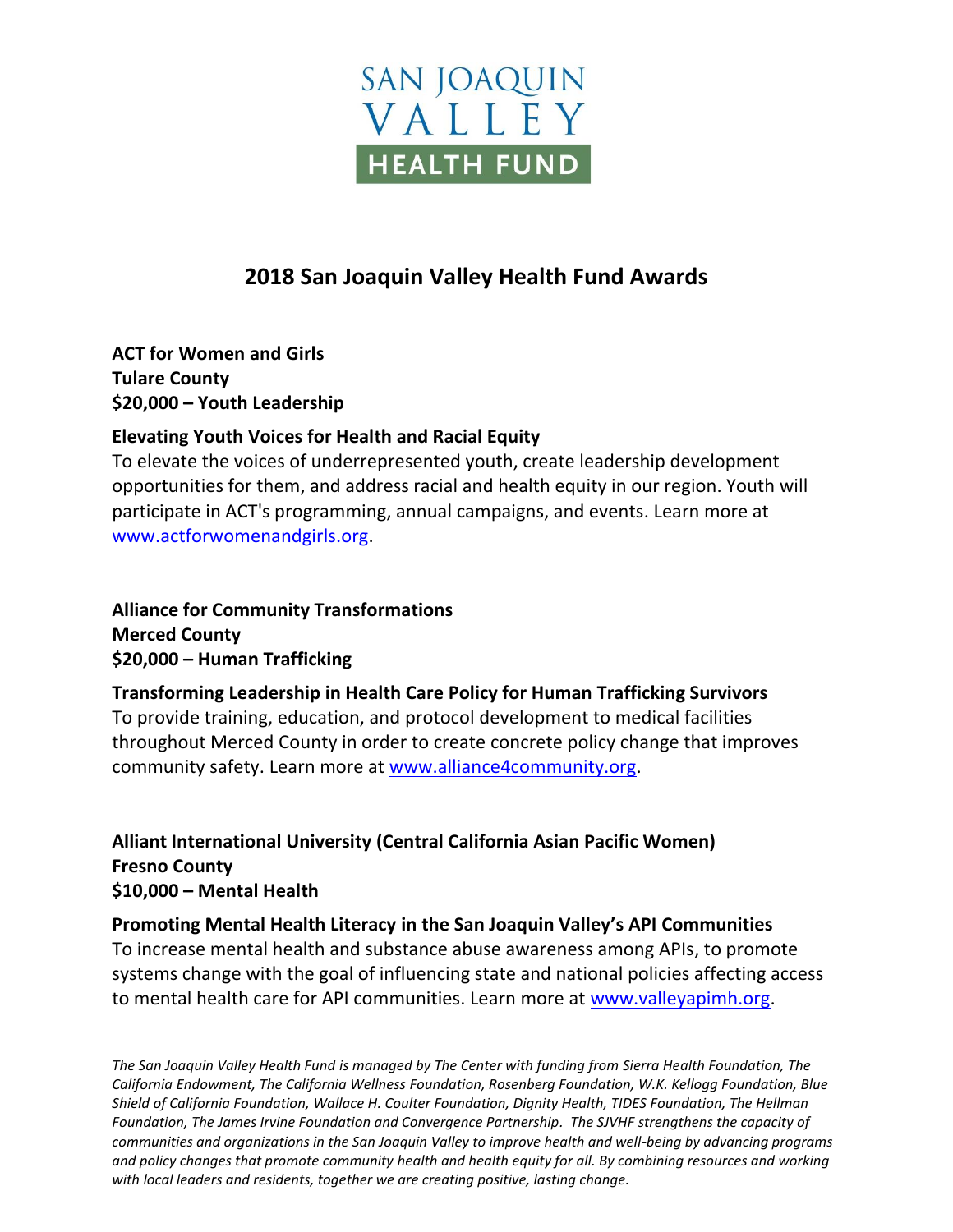SAN JOAQUIN VALLEY HEALTH FUND

# 2018 San Joaquin Valley Health Fund Awards

**ACT for Women and Girls**
**Tulare County**
**$20,000 – Youth Leadership**

**Elevating Youth Voices for Health and Racial Equity**
To elevate the voices of underrepresented youth, create leadership development opportunities for them, and address racial and health equity in our region. Youth will participate in ACT's programming, annual campaigns, and events. Learn more at www.actforwomenandgirls.org.

**Alliance for Community Transformations**
**Merced County**
**$20,000 – Human Trafficking**

**Transforming Leadership in Health Care Policy for Human Trafficking Survivors**
To provide training, education, and protocol development to medical facilities throughout Merced County in order to create concrete policy change that improves community safety. Learn more at www.alliance4community.org.

**Alliant International University (Central California Asian Pacific Women)**
**Fresno County**
**$10,000 – Mental Health**

**Promoting Mental Health Literacy in the San Joaquin Valley's API Communities**
To increase mental health and substance abuse awareness among APIs, to promote systems change with the goal of influencing state and national policies affecting access to mental health care for API communities. Learn more at www.valleyapimh.org.

*The San Joaquin Valley Health Fund is managed by The Center with funding from Sierra Health Foundation, The California Endowment, The California Wellness Foundation, Rosenberg Foundation, W.K. Kellogg Foundation, Blue Shield of California Foundation, Wallace H. Coulter Foundation, Dignity Health, TIDES Foundation, The Hellman Foundation, The James Irvine Foundation and Convergence Partnership. The SJVHF strengthens the capacity of communities and organizations in the San Joaquin Valley to improve health and well-being by advancing programs and policy changes that promote community health and health equity for all. By combining resources and working with local leaders and residents, together we are creating positive, lasting change.*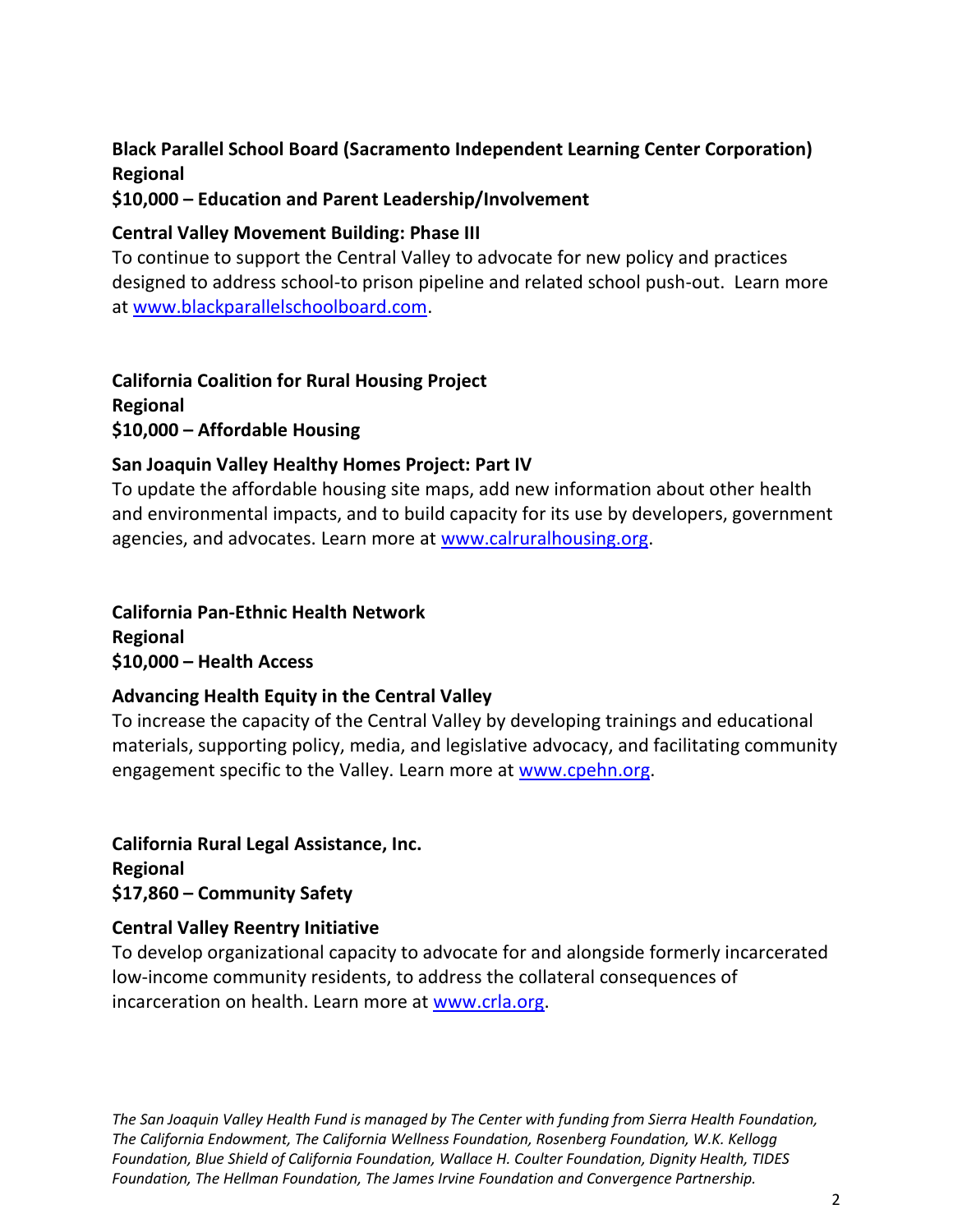**Black Parallel School Board (Sacramento Independent Learning Center Corporation)**
**Regional**
**$10,000 – Education and Parent Leadership/Involvement**

**Central Valley Movement Building: Phase III**

To continue to support the Central Valley to advocate for new policy and practices designed to address school-to prison pipeline and related school push-out. Learn more at www.blackparallelschoolboard.com.

**California Coalition for Rural Housing Project**
**Regional**
**$10,000 – Affordable Housing**

**San Joaquin Valley Healthy Homes Project: Part IV**

To update the affordable housing site maps, add new information about other health and environmental impacts, and to build capacity for its use by developers, government agencies, and advocates. Learn more at www.calruralhousing.org.

**California Pan-Ethnic Health Network**
**Regional**
**$10,000 – Health Access**

**Advancing Health Equity in the Central Valley**

To increase the capacity of the Central Valley by developing trainings and educational materials, supporting policy, media, and legislative advocacy, and facilitating community engagement specific to the Valley. Learn more at www.cpehn.org.

**California Rural Legal Assistance, Inc.**
**Regional**
**$17,860 – Community Safety**

**Central Valley Reentry Initiative**

To develop organizational capacity to advocate for and alongside formerly incarcerated low-income community residents, to address the collateral consequences of incarceration on health. Learn more at www.crla.org.

*The San Joaquin Valley Health Fund is managed by The Center with funding from Sierra Health Foundation, The California Endowment, The California Wellness Foundation, Rosenberg Foundation, W.K. Kellogg Foundation, Blue Shield of California Foundation, Wallace H. Coulter Foundation, Dignity Health, TIDES Foundation, The Hellman Foundation, The James Irvine Foundation and Convergence Partnership.*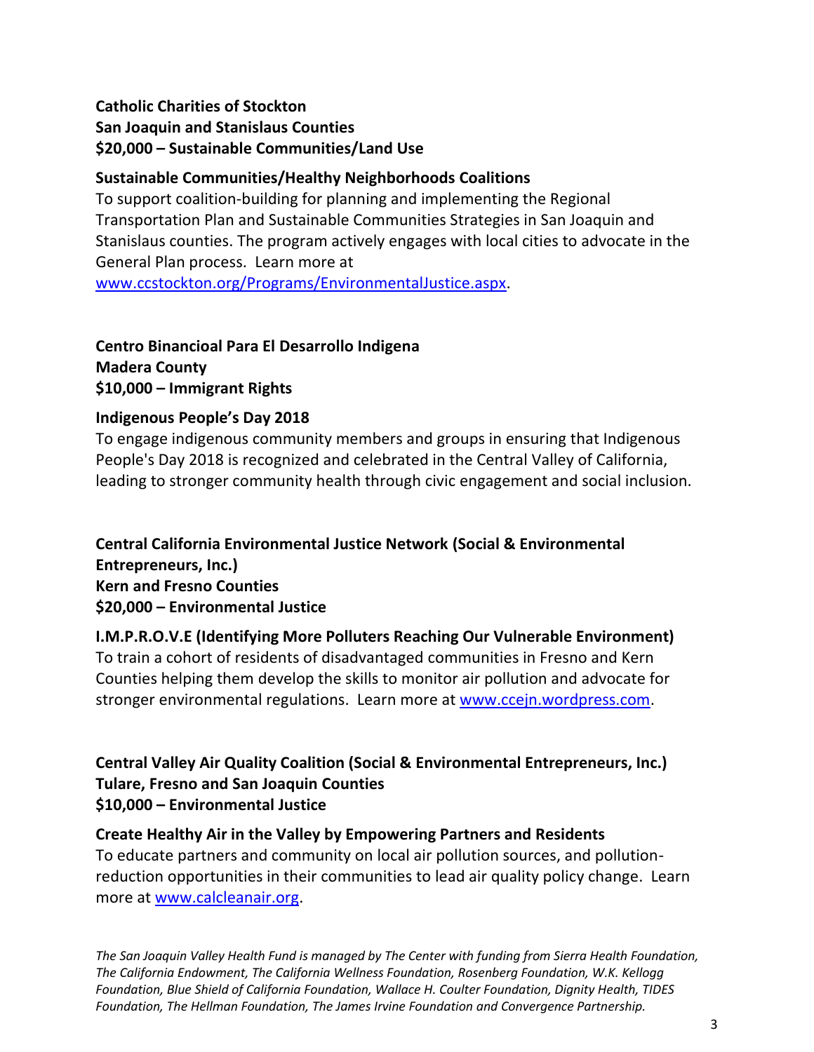**Catholic Charities of Stockton**
**San Joaquin and Stanislaus Counties**
**$20,000 – Sustainable Communities/Land Use**

**Sustainable Communities/Healthy Neighborhoods Coalitions**
To support coalition-building for planning and implementing the Regional Transportation Plan and Sustainable Communities Strategies in San Joaquin and Stanislaus counties. The program actively engages with local cities to advocate in the General Plan process. Learn more at www.ccstockton.org/Programs/EnvironmentalJustice.aspx.

**Centro Binancioal Para El Desarrollo Indigena**
**Madera County**
**$10,000 – Immigrant Rights**

**Indigenous People's Day 2018**
To engage indigenous community members and groups in ensuring that Indigenous People's Day 2018 is recognized and celebrated in the Central Valley of California, leading to stronger community health through civic engagement and social inclusion.

**Central California Environmental Justice Network (Social & Environmental Entrepreneurs, Inc.)**
**Kern and Fresno Counties**
**$20,000 – Environmental Justice**

**I.M.P.R.O.V.E (Identifying More Polluters Reaching Our Vulnerable Environment)**
To train a cohort of residents of disadvantaged communities in Fresno and Kern Counties helping them develop the skills to monitor air pollution and advocate for stronger environmental regulations. Learn more at www.ccejn.wordpress.com.

**Central Valley Air Quality Coalition (Social & Environmental Entrepreneurs, Inc.)**
**Tulare, Fresno and San Joaquin Counties**
**$10,000 – Environmental Justice**

**Create Healthy Air in the Valley by Empowering Partners and Residents**
To educate partners and community on local air pollution sources, and pollution-reduction opportunities in their communities to lead air quality policy change. Learn more at www.calcleanair.org.

*The San Joaquin Valley Health Fund is managed by The Center with funding from Sierra Health Foundation, The California Endowment, The California Wellness Foundation, Rosenberg Foundation, W.K. Kellogg Foundation, Blue Shield of California Foundation, Wallace H. Coulter Foundation, Dignity Health, TIDES Foundation, The Hellman Foundation, The James Irvine Foundation and Convergence Partnership.*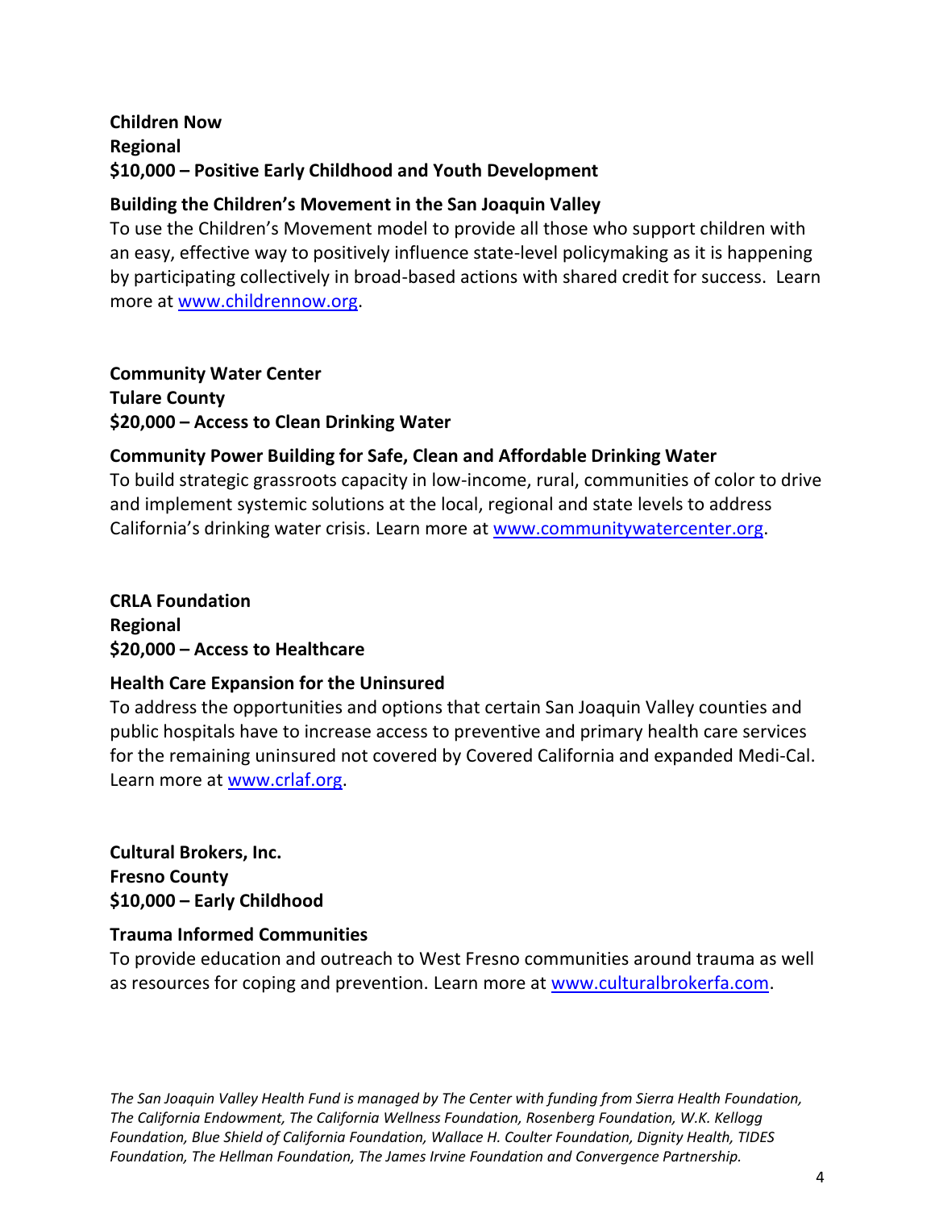**Children Now**
**Regional**
**$10,000 – Positive Early Childhood and Youth Development**

**Building the Children's Movement in the San Joaquin Valley**

To use the Children's Movement model to provide all those who support children with an easy, effective way to positively influence state-level policymaking as it is happening by participating collectively in broad-based actions with shared credit for success. Learn more at www.childrennow.org.

**Community Water Center**
**Tulare County**
**$20,000 – Access to Clean Drinking Water**

**Community Power Building for Safe, Clean and Affordable Drinking Water**

To build strategic grassroots capacity in low-income, rural, communities of color to drive and implement systemic solutions at the local, regional and state levels to address California's drinking water crisis. Learn more at www.communitywatercenter.org.

**CRLA Foundation**
**Regional**
**$20,000 – Access to Healthcare**

**Health Care Expansion for the Uninsured**

To address the opportunities and options that certain San Joaquin Valley counties and public hospitals have to increase access to preventive and primary health care services for the remaining uninsured not covered by Covered California and expanded Medi-Cal. Learn more at www.crlaf.org.

**Cultural Brokers, Inc.**
**Fresno County**
**$10,000 – Early Childhood**

**Trauma Informed Communities**

To provide education and outreach to West Fresno communities around trauma as well as resources for coping and prevention. Learn more at www.culturalbrokerfa.com.

*The San Joaquin Valley Health Fund is managed by The Center with funding from Sierra Health Foundation, The California Endowment, The California Wellness Foundation, Rosenberg Foundation, W.K. Kellogg Foundation, Blue Shield of California Foundation, Wallace H. Coulter Foundation, Dignity Health, TIDES Foundation, The Hellman Foundation, The James Irvine Foundation and Convergence Partnership.*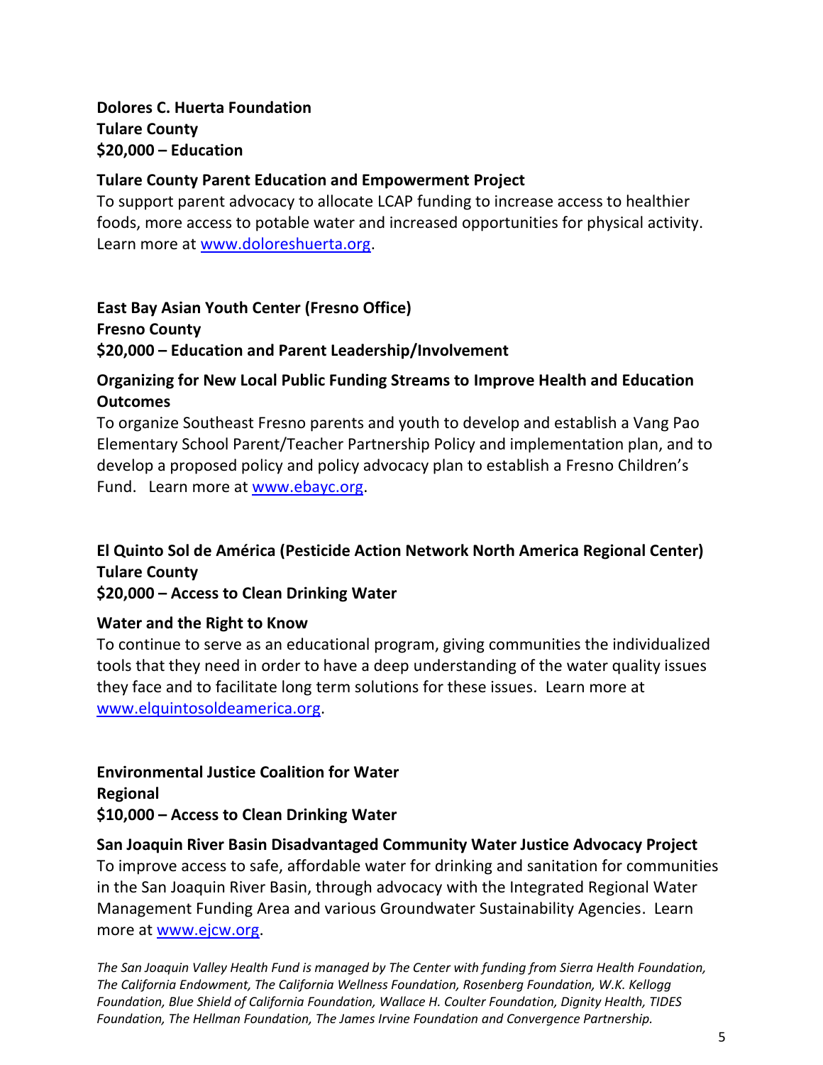**Dolores C. Huerta Foundation**
**Tulare County**
**$20,000 – Education**

**Tulare County Parent Education and Empowerment Project**
To support parent advocacy to allocate LCAP funding to increase access to healthier foods, more access to potable water and increased opportunities for physical activity. Learn more at www.doloreshuerta.org.

**East Bay Asian Youth Center (Fresno Office)**
**Fresno County**
**$20,000 – Education and Parent Leadership/Involvement**

**Organizing for New Local Public Funding Streams to Improve Health and Education Outcomes**
To organize Southeast Fresno parents and youth to develop and establish a Vang Pao Elementary School Parent/Teacher Partnership Policy and implementation plan, and to develop a proposed policy and policy advocacy plan to establish a Fresno Children's Fund. Learn more at www.ebayc.org.

**El Quinto Sol de América (Pesticide Action Network North America Regional Center)**
**Tulare County**
**$20,000 – Access to Clean Drinking Water**

**Water and the Right to Know**
To continue to serve as an educational program, giving communities the individualized tools that they need in order to have a deep understanding of the water quality issues they face and to facilitate long term solutions for these issues. Learn more at www.elquintosoldeamerica.org.

**Environmental Justice Coalition for Water**
**Regional**
**$10,000 – Access to Clean Drinking Water**

**San Joaquin River Basin Disadvantaged Community Water Justice Advocacy Project**
To improve access to safe, affordable water for drinking and sanitation for communities in the San Joaquin River Basin, through advocacy with the Integrated Regional Water Management Funding Area and various Groundwater Sustainability Agencies. Learn more at www.ejcw.org.

*The San Joaquin Valley Health Fund is managed by The Center with funding from Sierra Health Foundation, The California Endowment, The California Wellness Foundation, Rosenberg Foundation, W.K. Kellogg Foundation, Blue Shield of California Foundation, Wallace H. Coulter Foundation, Dignity Health, TIDES Foundation, The Hellman Foundation, The James Irvine Foundation and Convergence Partnership.*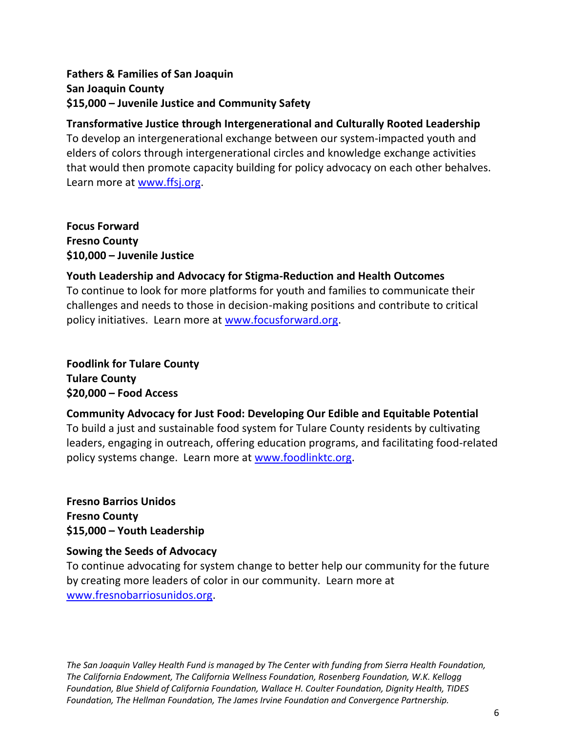**Fathers & Families of San Joaquin**
**San Joaquin County**
**$15,000 – Juvenile Justice and Community Safety**

**Transformative Justice through Intergenerational and Culturally Rooted Leadership**
To develop an intergenerational exchange between our system-impacted youth and elders of colors through intergenerational circles and knowledge exchange activities that would then promote capacity building for policy advocacy on each other behalves. Learn more at www.ffsj.org.

**Focus Forward**
**Fresno County**
**$10,000 – Juvenile Justice**

**Youth Leadership and Advocacy for Stigma-Reduction and Health Outcomes**
To continue to look for more platforms for youth and families to communicate their challenges and needs to those in decision-making positions and contribute to critical policy initiatives. Learn more at www.focusforward.org.

**Foodlink for Tulare County**
**Tulare County**
**$20,000 – Food Access**

**Community Advocacy for Just Food: Developing Our Edible and Equitable Potential**
To build a just and sustainable food system for Tulare County residents by cultivating leaders, engaging in outreach, offering education programs, and facilitating food-related policy systems change. Learn more at www.foodlinktc.org.

**Fresno Barrios Unidos**
**Fresno County**
**$15,000 – Youth Leadership**

**Sowing the Seeds of Advocacy**
To continue advocating for system change to better help our community for the future by creating more leaders of color in our community. Learn more at www.fresnobarriosunidos.org.

*The San Joaquin Valley Health Fund is managed by The Center with funding from Sierra Health Foundation, The California Endowment, The California Wellness Foundation, Rosenberg Foundation, W.K. Kellogg Foundation, Blue Shield of California Foundation, Wallace H. Coulter Foundation, Dignity Health, TIDES Foundation, The Hellman Foundation, The James Irvine Foundation and Convergence Partnership.*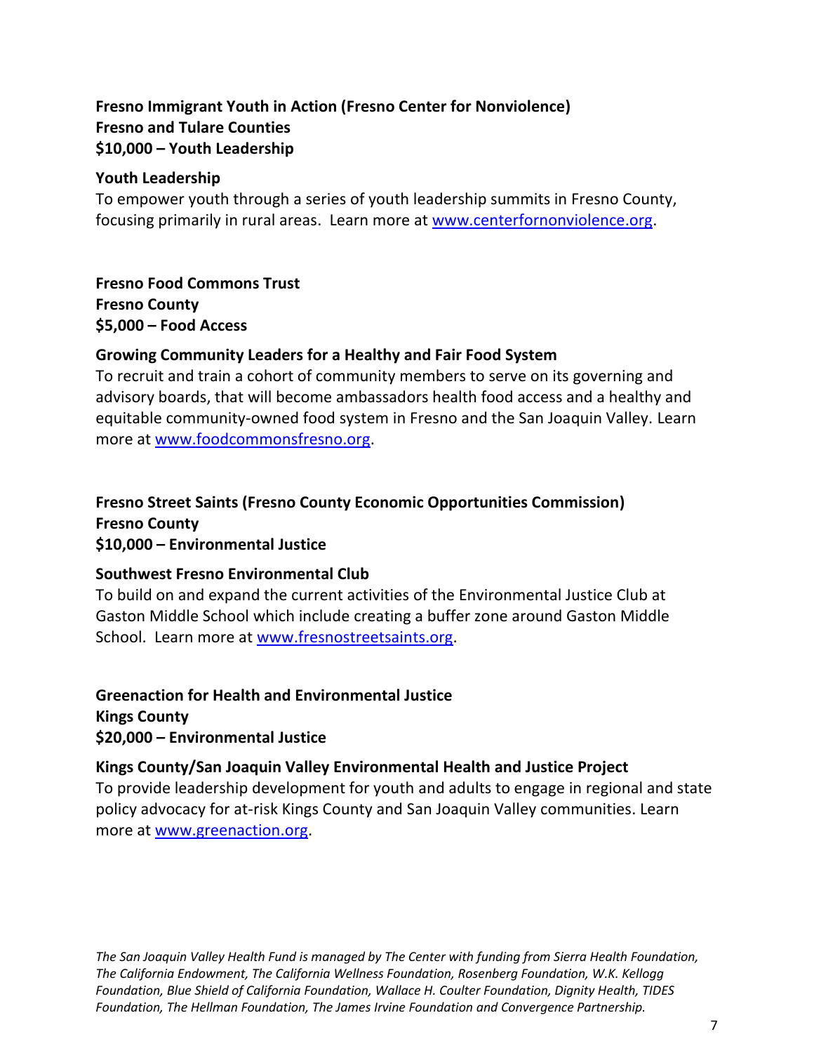**Fresno Immigrant Youth in Action (Fresno Center for Nonviolence)**
**Fresno and Tulare Counties**
**$10,000 – Youth Leadership**

**Youth Leadership**
To empower youth through a series of youth leadership summits in Fresno County, focusing primarily in rural areas. Learn more at [www.centerfornonviolence.org](www.centerfornonviolence.org).

**Fresno Food Commons Trust**
**Fresno County**
**$5,000 – Food Access**

**Growing Community Leaders for a Healthy and Fair Food System**
To recruit and train a cohort of community members to serve on its governing and advisory boards, that will become ambassadors health food access and a healthy and equitable community-owned food system in Fresno and the San Joaquin Valley. Learn more at [www.foodcommonsfresno.org](www.foodcommonsfresno.org).

**Fresno Street Saints (Fresno County Economic Opportunities Commission)**
**Fresno County**
**$10,000 – Environmental Justice**

**Southwest Fresno Environmental Club**
To build on and expand the current activities of the Environmental Justice Club at Gaston Middle School which include creating a buffer zone around Gaston Middle School. Learn more at [www.fresnostreetsaints.org](www.fresnostreetsaints.org).

**Greenaction for Health and Environmental Justice**
**Kings County**
**$20,000 – Environmental Justice**

**Kings County/San Joaquin Valley Environmental Health and Justice Project**
To provide leadership development for youth and adults to engage in regional and state policy advocacy for at-risk Kings County and San Joaquin Valley communities. Learn more at [www.greenaction.org](www.greenaction.org).

*The San Joaquin Valley Health Fund is managed by The Center with funding from Sierra Health Foundation, The California Endowment, The California Wellness Foundation, Rosenberg Foundation, W.K. Kellogg Foundation, Blue Shield of California Foundation, Wallace H. Coulter Foundation, Dignity Health, TIDES Foundation, The Hellman Foundation, The James Irvine Foundation and Convergence Partnership.*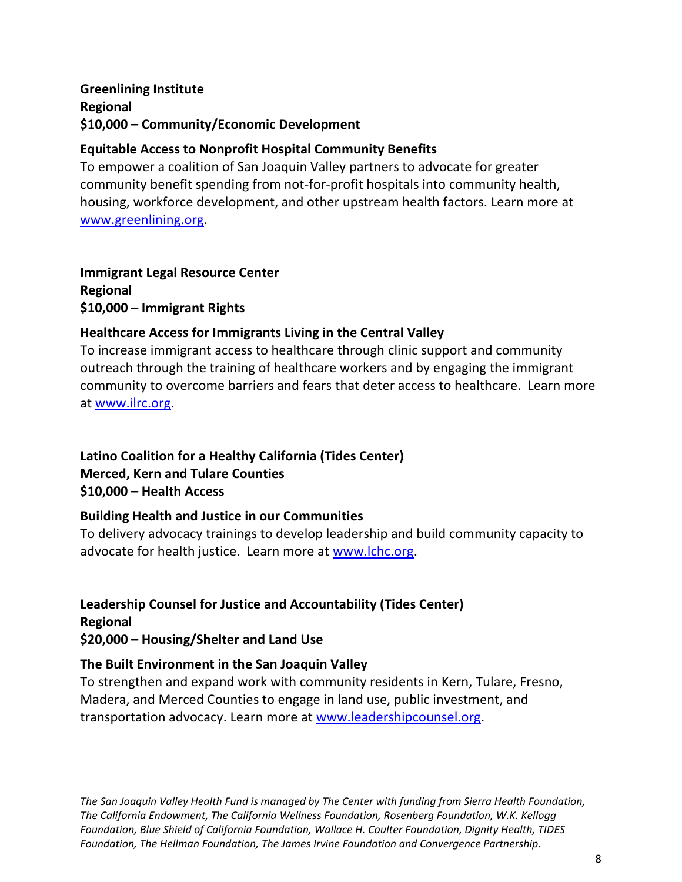**Greenlining Institute**
**Regional**
**$10,000 – Community/Economic Development**

**Equitable Access to Nonprofit Hospital Community Benefits**
To empower a coalition of San Joaquin Valley partners to advocate for greater community benefit spending from not-for-profit hospitals into community health, housing, workforce development, and other upstream health factors. Learn more at [www.greenlining.org](http://www.greenlining.org).

**Immigrant Legal Resource Center**
**Regional**
**$10,000 – Immigrant Rights**

**Healthcare Access for Immigrants Living in the Central Valley**
To increase immigrant access to healthcare through clinic support and community outreach through the training of healthcare workers and by engaging the immigrant community to overcome barriers and fears that deter access to healthcare. Learn more at [www.ilrc.org](http://www.ilrc.org).

**Latino Coalition for a Healthy California (Tides Center)**
**Merced, Kern and Tulare Counties**
**$10,000 – Health Access**

**Building Health and Justice in our Communities**
To delivery advocacy trainings to develop leadership and build community capacity to advocate for health justice. Learn more at [www.lchc.org](http://www.lchc.org).

**Leadership Counsel for Justice and Accountability (Tides Center)**
**Regional**
**$20,000 – Housing/Shelter and Land Use**

**The Built Environment in the San Joaquin Valley**
To strengthen and expand work with community residents in Kern, Tulare, Fresno, Madera, and Merced Counties to engage in land use, public investment, and transportation advocacy. Learn more at [www.leadershipcounsel.org](http://www.leadershipcounsel.org).

*The San Joaquin Valley Health Fund is managed by The Center with funding from Sierra Health Foundation, The California Endowment, The California Wellness Foundation, Rosenberg Foundation, W.K. Kellogg Foundation, Blue Shield of California Foundation, Wallace H. Coulter Foundation, Dignity Health, TIDES Foundation, The Hellman Foundation, The James Irvine Foundation and Convergence Partnership.*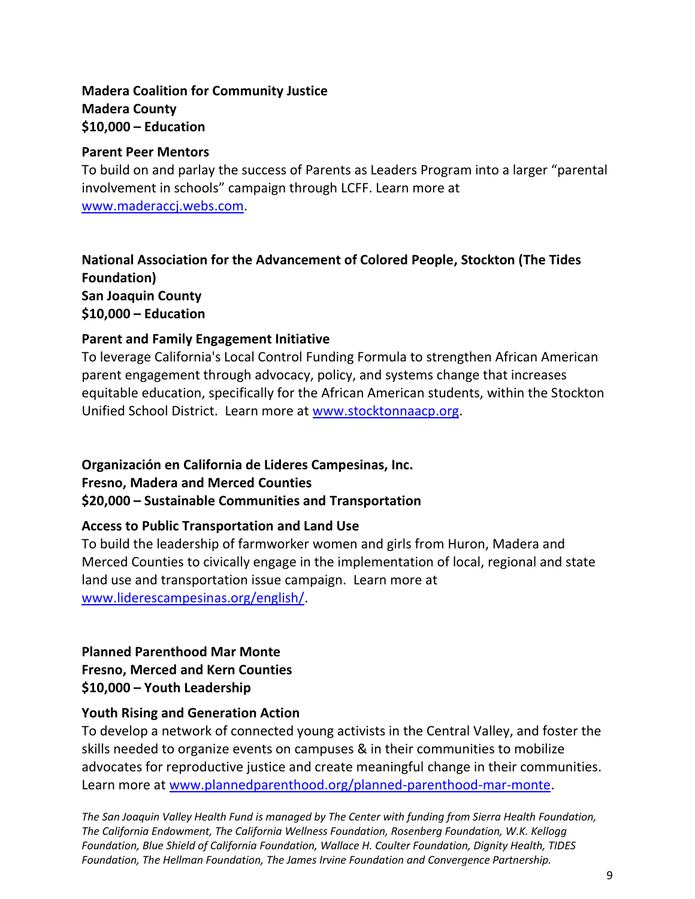**Madera Coalition for Community Justice**
**Madera County**
**$10,000 – Education**

**Parent Peer Mentors**
To build on and parlay the success of Parents as Leaders Program into a larger "parental involvement in schools" campaign through LCFF. Learn more at www.maderaccj.webs.com.

**National Association for the Advancement of Colored People, Stockton (The Tides Foundation)**
**San Joaquin County**
**$10,000 – Education**

**Parent and Family Engagement Initiative**
To leverage California's Local Control Funding Formula to strengthen African American parent engagement through advocacy, policy, and systems change that increases equitable education, specifically for the African American students, within the Stockton Unified School District. Learn more at www.stocktonnaacp.org.

**Organización en California de Lideres Campesinas, Inc.**
**Fresno, Madera and Merced Counties**
**$20,000 – Sustainable Communities and Transportation**

**Access to Public Transportation and Land Use**
To build the leadership of farmworker women and girls from Huron, Madera and Merced Counties to civically engage in the implementation of local, regional and state land use and transportation issue campaign. Learn more at www.liderescampesinas.org/english/.

**Planned Parenthood Mar Monte**
**Fresno, Merced and Kern Counties**
**$10,000 – Youth Leadership**

**Youth Rising and Generation Action**
To develop a network of connected young activists in the Central Valley, and foster the skills needed to organize events on campuses & in their communities to mobilize advocates for reproductive justice and create meaningful change in their communities. Learn more at www.plannedparenthood.org/planned-parenthood-mar-monte.

*The San Joaquin Valley Health Fund is managed by The Center with funding from Sierra Health Foundation, The California Endowment, The California Wellness Foundation, Rosenberg Foundation, W.K. Kellogg Foundation, Blue Shield of California Foundation, Wallace H. Coulter Foundation, Dignity Health, TIDES Foundation, The Hellman Foundation, The James Irvine Foundation and Convergence Partnership.*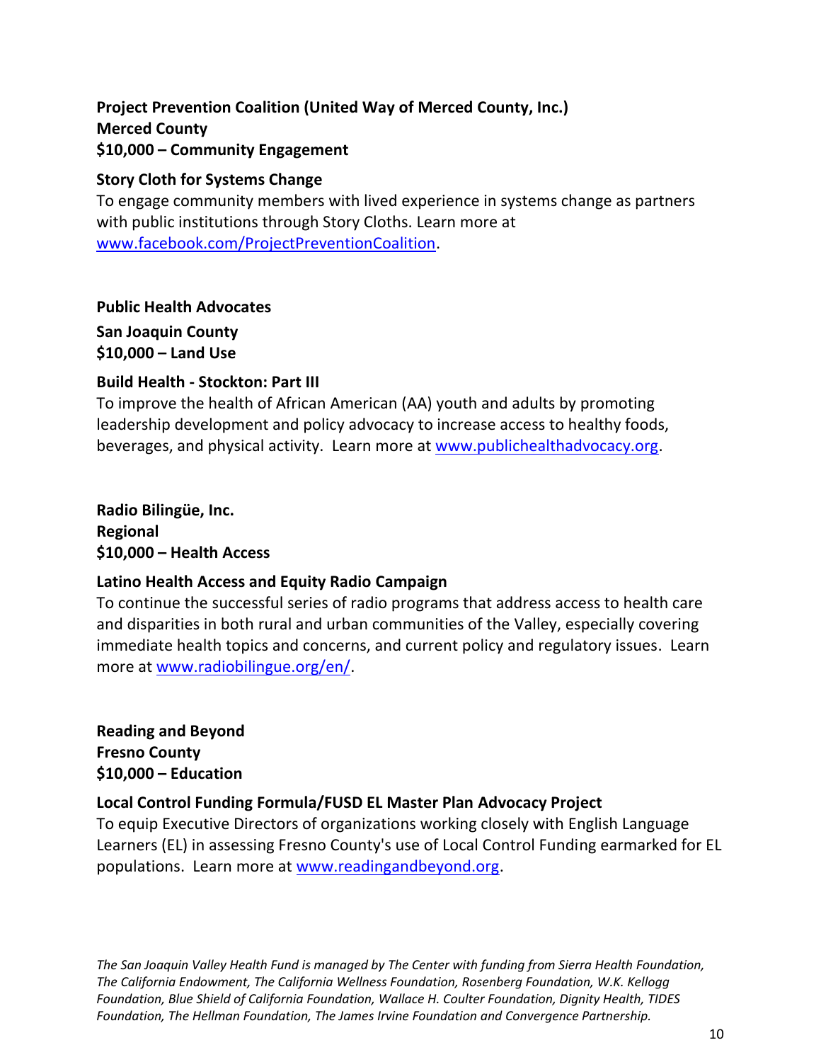**Project Prevention Coalition (United Way of Merced County, Inc.)**
**Merced County**
**$10,000 – Community Engagement**

**Story Cloth for Systems Change**
To engage community members with lived experience in systems change as partners with public institutions through Story Cloths. Learn more at www.facebook.com/ProjectPreventionCoalition.

**Public Health Advocates**
**San Joaquin County**
**$10,000 – Land Use**

**Build Health - Stockton: Part III**
To improve the health of African American (AA) youth and adults by promoting leadership development and policy advocacy to increase access to healthy foods, beverages, and physical activity. Learn more at www.publichealthadvocacy.org.

**Radio Bilingüe, Inc.**
**Regional**
**$10,000 – Health Access**

**Latino Health Access and Equity Radio Campaign**
To continue the successful series of radio programs that address access to health care and disparities in both rural and urban communities of the Valley, especially covering immediate health topics and concerns, and current policy and regulatory issues. Learn more at www.radiobilingue.org/en/.

**Reading and Beyond**
**Fresno County**
**$10,000 – Education**

**Local Control Funding Formula/FUSD EL Master Plan Advocacy Project**
To equip Executive Directors of organizations working closely with English Language Learners (EL) in assessing Fresno County's use of Local Control Funding earmarked for EL populations. Learn more at www.readingandbeyond.org.

*The San Joaquin Valley Health Fund is managed by The Center with funding from Sierra Health Foundation, The California Endowment, The California Wellness Foundation, Rosenberg Foundation, W.K. Kellogg Foundation, Blue Shield of California Foundation, Wallace H. Coulter Foundation, Dignity Health, TIDES Foundation, The Hellman Foundation, The James Irvine Foundation and Convergence Partnership.*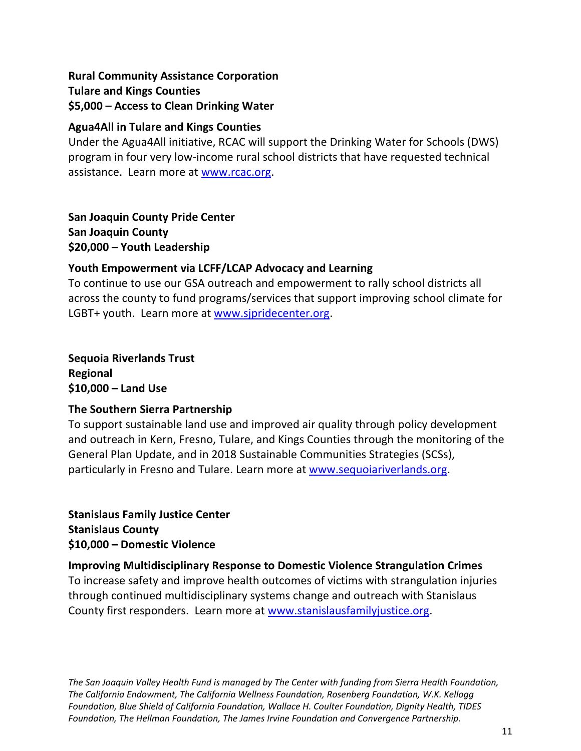**Rural Community Assistance Corporation**
**Tulare and Kings Counties**
**$5,000 – Access to Clean Drinking Water**

**Agua4All in Tulare and Kings Counties**
Under the Agua4All initiative, RCAC will support the Drinking Water for Schools (DWS) program in four very low-income rural school districts that have requested technical assistance. Learn more at [www.rcac.org](www.rcac.org).

**San Joaquin County Pride Center**
**San Joaquin County**
**$20,000 – Youth Leadership**

**Youth Empowerment via LCFF/LCAP Advocacy and Learning**
To continue to use our GSA outreach and empowerment to rally school districts all across the county to fund programs/services that support improving school climate for LGBT+ youth. Learn more at [www.sjpridecenter.org](www.sjpridecenter.org).

**Sequoia Riverlands Trust**
**Regional**
**$10,000 – Land Use**

**The Southern Sierra Partnership**
To support sustainable land use and improved air quality through policy development and outreach in Kern, Fresno, Tulare, and Kings Counties through the monitoring of the General Plan Update, and in 2018 Sustainable Communities Strategies (SCSs), particularly in Fresno and Tulare. Learn more at [www.sequoiariverlands.org](www.sequoiariverlands.org).

**Stanislaus Family Justice Center**
**Stanislaus County**
**$10,000 – Domestic Violence**

**Improving Multidisciplinary Response to Domestic Violence Strangulation Crimes**
To increase safety and improve health outcomes of victims with strangulation injuries through continued multidisciplinary systems change and outreach with Stanislaus County first responders. Learn more at [www.stanislausfamilyjustice.org](www.stanislausfamilyjustice.org).

*The San Joaquin Valley Health Fund is managed by The Center with funding from Sierra Health Foundation, The California Endowment, The California Wellness Foundation, Rosenberg Foundation, W.K. Kellogg Foundation, Blue Shield of California Foundation, Wallace H. Coulter Foundation, Dignity Health, TIDES Foundation, The Hellman Foundation, The James Irvine Foundation and Convergence Partnership.*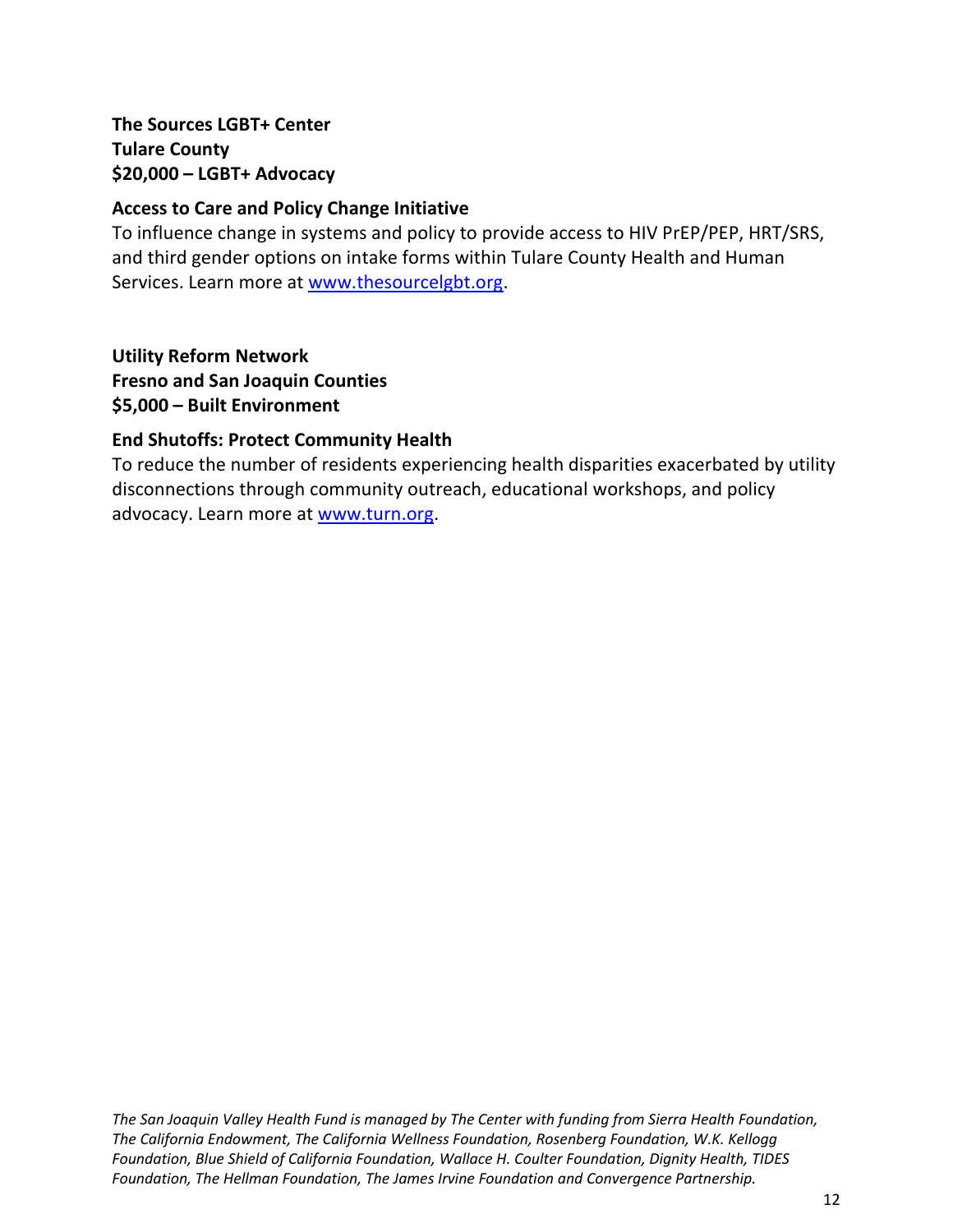**The Sources LGBT+ Center**
**Tulare County**
**$20,000 – LGBT+ Advocacy**

**Access to Care and Policy Change Initiative**
To influence change in systems and policy to provide access to HIV PrEP/PEP, HRT/SRS, and third gender options on intake forms within Tulare County Health and Human Services. Learn more at [www.thesourcelgbt.org](http://www.thesourcelgbt.org).

**Utility Reform Network**
**Fresno and San Joaquin Counties**
**$5,000 – Built Environment**

**End Shutoffs: Protect Community Health**
To reduce the number of residents experiencing health disparities exacerbated by utility disconnections through community outreach, educational workshops, and policy advocacy. Learn more at [www.turn.org](http://www.turn.org).

*The San Joaquin Valley Health Fund is managed by The Center with funding from Sierra Health Foundation, The California Endowment, The California Wellness Foundation, Rosenberg Foundation, W.K. Kellogg Foundation, Blue Shield of California Foundation, Wallace H. Coulter Foundation, Dignity Health, TIDES Foundation, The Hellman Foundation, The James Irvine Foundation and Convergence Partnership.*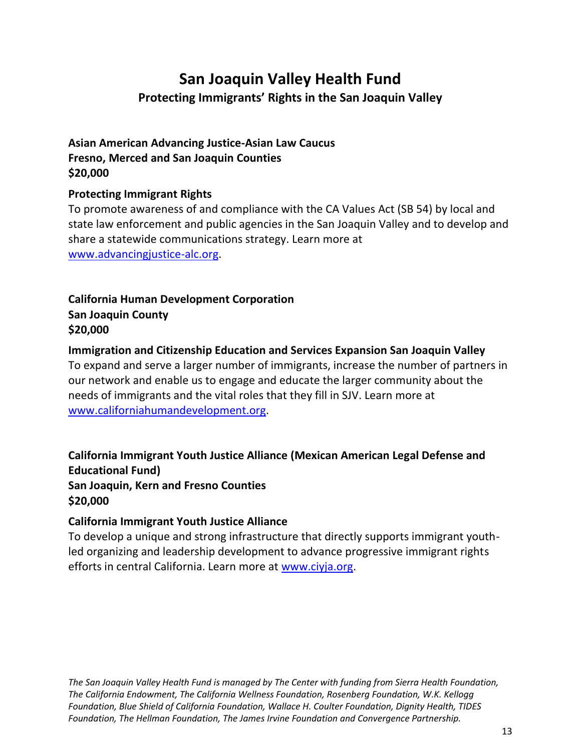# San Joaquin Valley Health Fund

## Protecting Immigrants' Rights in the San Joaquin Valley

**Asian American Advancing Justice-Asian Law Caucus**
**Fresno, Merced and San Joaquin Counties**
**$20,000**

**Protecting Immigrant Rights**
To promote awareness of and compliance with the CA Values Act (SB 54) by local and state law enforcement and public agencies in the San Joaquin Valley and to develop and share a statewide communications strategy. Learn more at www.advancingjustice-alc.org.

**California Human Development Corporation**
**San Joaquin County**
**$20,000**

**Immigration and Citizenship Education and Services Expansion San Joaquin Valley**
To expand and serve a larger number of immigrants, increase the number of partners in our network and enable us to engage and educate the larger community about the needs of immigrants and the vital roles that they fill in SJV. Learn more at www.californiahumandevelopment.org.

**California Immigrant Youth Justice Alliance (Mexican American Legal Defense and Educational Fund)**
**San Joaquin, Kern and Fresno Counties**
**$20,000**

**California Immigrant Youth Justice Alliance**
To develop a unique and strong infrastructure that directly supports immigrant youth-led organizing and leadership development to advance progressive immigrant rights efforts in central California. Learn more at www.ciyja.org.

*The San Joaquin Valley Health Fund is managed by The Center with funding from Sierra Health Foundation, The California Endowment, The California Wellness Foundation, Rosenberg Foundation, W.K. Kellogg Foundation, Blue Shield of California Foundation, Wallace H. Coulter Foundation, Dignity Health, TIDES Foundation, The Hellman Foundation, The James Irvine Foundation and Convergence Partnership.*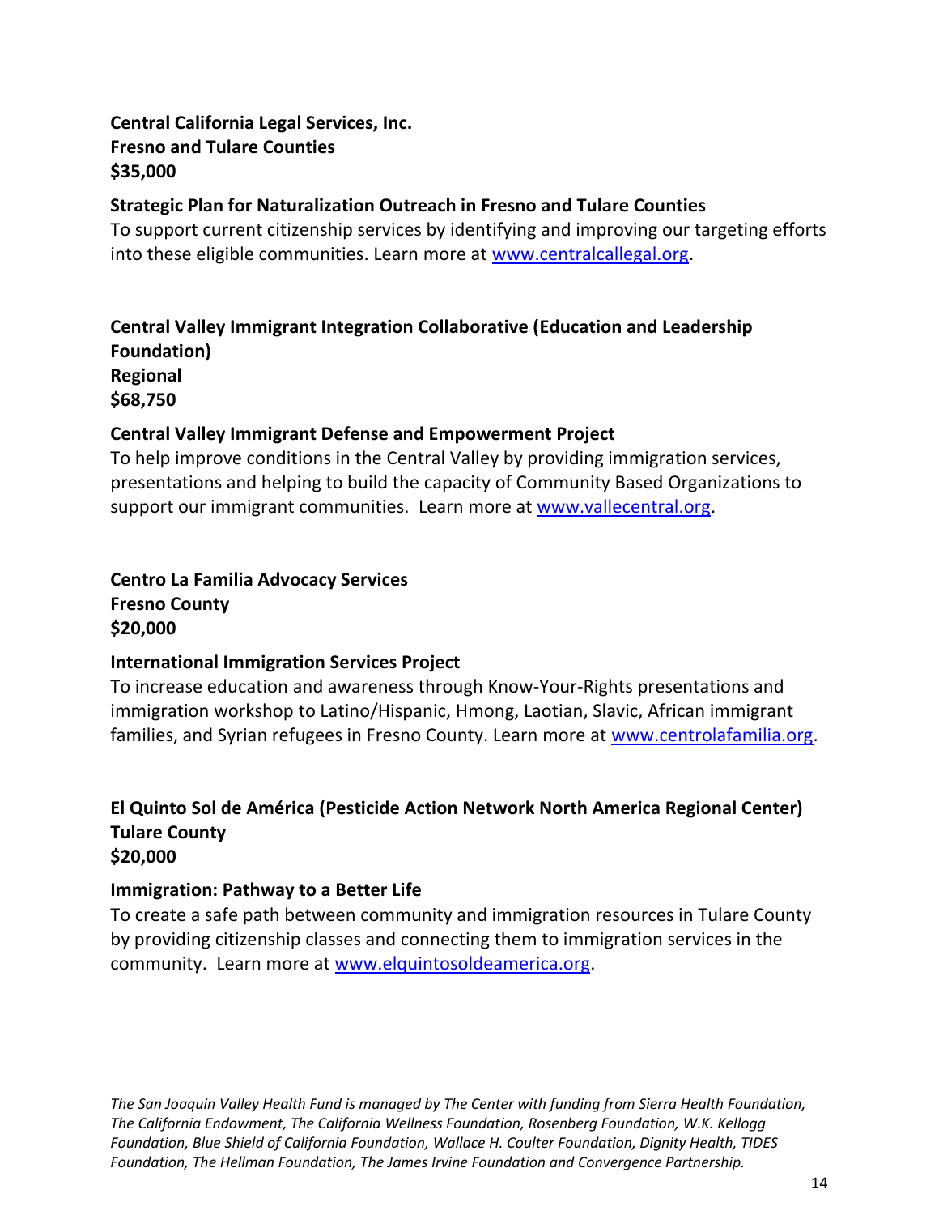**Central California Legal Services, Inc.**
**Fresno and Tulare Counties**
**$35,000**

**Strategic Plan for Naturalization Outreach in Fresno and Tulare Counties**
To support current citizenship services by identifying and improving our targeting efforts into these eligible communities. Learn more at www.centralcallegal.org.

**Central Valley Immigrant Integration Collaborative (Education and Leadership Foundation)**
**Regional**
**$68,750**

**Central Valley Immigrant Defense and Empowerment Project**
To help improve conditions in the Central Valley by providing immigration services, presentations and helping to build the capacity of Community Based Organizations to support our immigrant communities. Learn more at www.vallecentral.org.

**Centro La Familia Advocacy Services**
**Fresno County**
**$20,000**

**International Immigration Services Project**
To increase education and awareness through Know-Your-Rights presentations and immigration workshop to Latino/Hispanic, Hmong, Laotian, Slavic, African immigrant families, and Syrian refugees in Fresno County. Learn more at www.centrolafamilia.org.

**El Quinto Sol de América (Pesticide Action Network North America Regional Center)**
**Tulare County**
**$20,000**

**Immigration: Pathway to a Better Life**
To create a safe path between community and immigration resources in Tulare County by providing citizenship classes and connecting them to immigration services in the community. Learn more at www.elquintosoldeamerica.org.

*The San Joaquin Valley Health Fund is managed by The Center with funding from Sierra Health Foundation, The California Endowment, The California Wellness Foundation, Rosenberg Foundation, W.K. Kellogg Foundation, Blue Shield of California Foundation, Wallace H. Coulter Foundation, Dignity Health, TIDES Foundation, The Hellman Foundation, The James Irvine Foundation and Convergence Partnership.*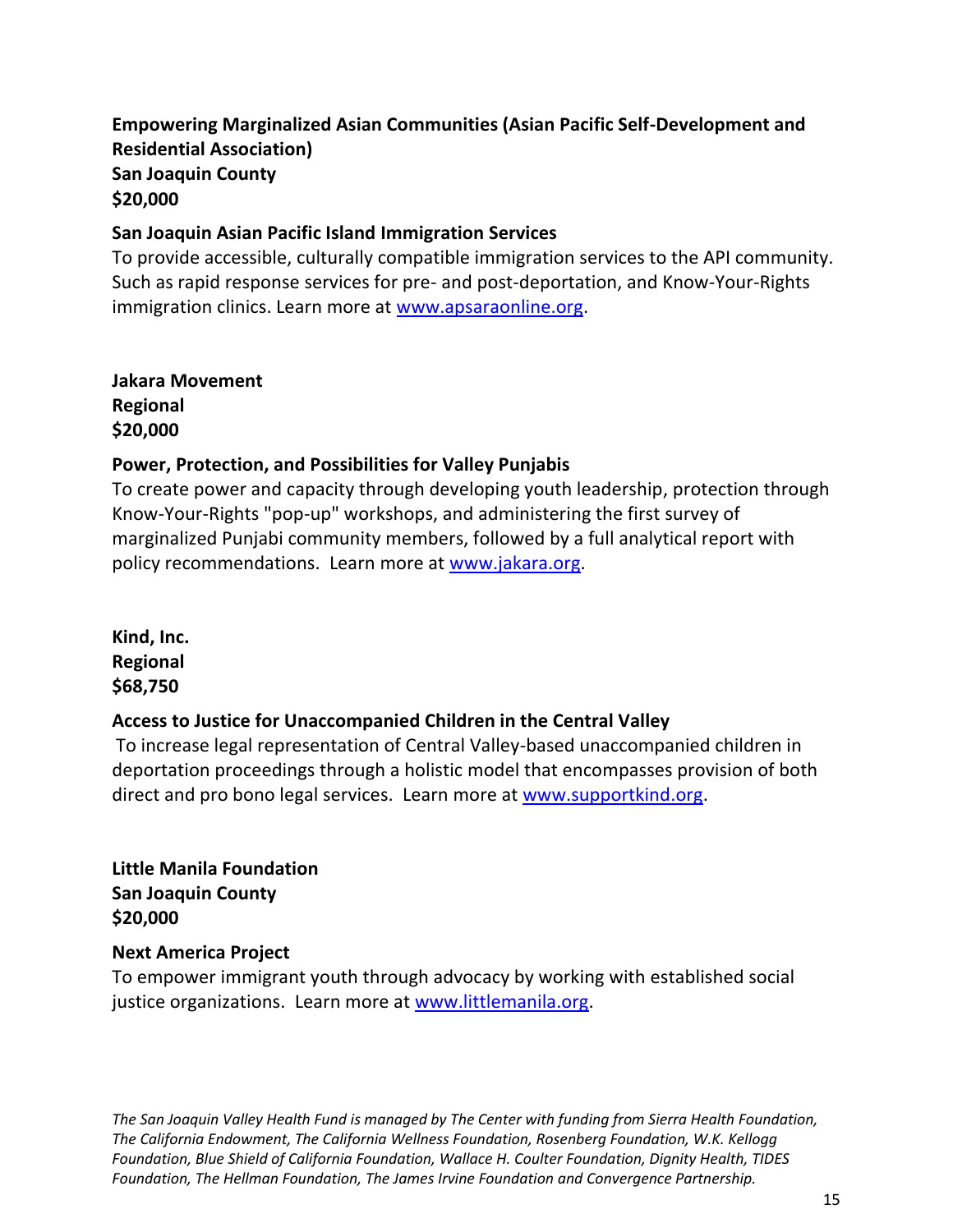**Empowering Marginalized Asian Communities (Asian Pacific Self-Development and Residential Association)**
**San Joaquin County**
**$20,000**

**San Joaquin Asian Pacific Island Immigration Services**
To provide accessible, culturally compatible immigration services to the API community. Such as rapid response services for pre- and post-deportation, and Know-Your-Rights immigration clinics. Learn more at www.apsaraonline.org.

**Jakara Movement**
**Regional**
**$20,000**

**Power, Protection, and Possibilities for Valley Punjabis**
To create power and capacity through developing youth leadership, protection through Know-Your-Rights "pop-up" workshops, and administering the first survey of marginalized Punjabi community members, followed by a full analytical report with policy recommendations. Learn more at www.jakara.org.

**Kind, Inc.**
**Regional**
**$68,750**

**Access to Justice for Unaccompanied Children in the Central Valley**
To increase legal representation of Central Valley-based unaccompanied children in deportation proceedings through a holistic model that encompasses provision of both direct and pro bono legal services. Learn more at www.supportkind.org.

**Little Manila Foundation**
**San Joaquin County**
**$20,000**

**Next America Project**
To empower immigrant youth through advocacy by working with established social justice organizations. Learn more at www.littlemanila.org.

*The San Joaquin Valley Health Fund is managed by The Center with funding from Sierra Health Foundation, The California Endowment, The California Wellness Foundation, Rosenberg Foundation, W.K. Kellogg Foundation, Blue Shield of California Foundation, Wallace H. Coulter Foundation, Dignity Health, TIDES Foundation, The Hellman Foundation, The James Irvine Foundation and Convergence Partnership.*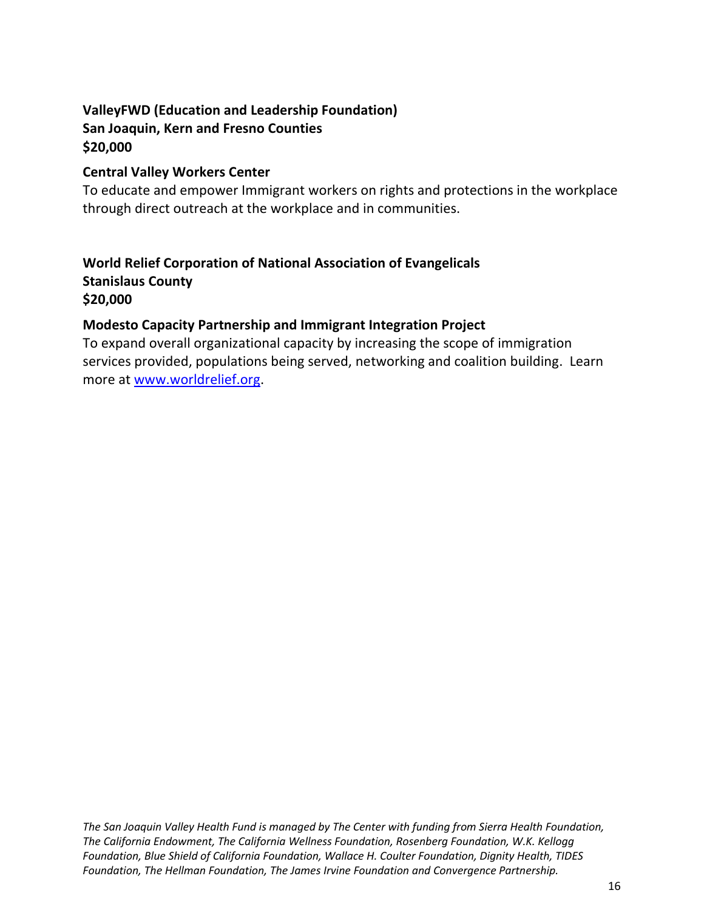**ValleyFWD (Education and Leadership Foundation)**
**San Joaquin, Kern and Fresno Counties**
**$20,000**

**Central Valley Workers Center**
To educate and empower Immigrant workers on rights and protections in the workplace through direct outreach at the workplace and in communities.

**World Relief Corporation of National Association of Evangelicals**
**Stanislaus County**
**$20,000**

**Modesto Capacity Partnership and Immigrant Integration Project**
To expand overall organizational capacity by increasing the scope of immigration services provided, populations being served, networking and coalition building. Learn more at [www.worldrelief.org](http://www.worldrelief.org).

*The San Joaquin Valley Health Fund is managed by The Center with funding from Sierra Health Foundation, The California Endowment, The California Wellness Foundation, Rosenberg Foundation, W.K. Kellogg Foundation, Blue Shield of California Foundation, Wallace H. Coulter Foundation, Dignity Health, TIDES Foundation, The Hellman Foundation, The James Irvine Foundation and Convergence Partnership.*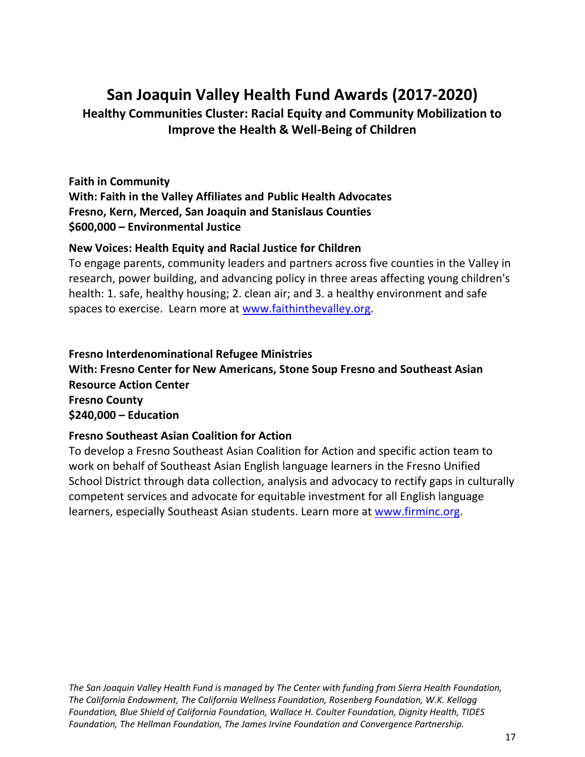# San Joaquin Valley Health Fund Awards (2017-2020)

## Healthy Communities Cluster: Racial Equity and Community Mobilization to Improve the Health & Well-Being of Children

**Faith in Community**
**With: Faith in the Valley Affiliates and Public Health Advocates**
**Fresno, Kern, Merced, San Joaquin and Stanislaus Counties**
**$600,000 – Environmental Justice**

**New Voices: Health Equity and Racial Justice for Children**
To engage parents, community leaders and partners across five counties in the Valley in research, power building, and advancing policy in three areas affecting young children's health: 1. safe, healthy housing; 2. clean air; and 3. a healthy environment and safe spaces to exercise. Learn more at [www.faithinthevalley.org](www.faithinthevalley.org).

**Fresno Interdenominational Refugee Ministries**
**With: Fresno Center for New Americans, Stone Soup Fresno and Southeast Asian Resource Action Center**
**Fresno County**
**$240,000 – Education**

**Fresno Southeast Asian Coalition for Action**
To develop a Fresno Southeast Asian Coalition for Action and specific action team to work on behalf of Southeast Asian English language learners in the Fresno Unified School District through data collection, analysis and advocacy to rectify gaps in culturally competent services and advocate for equitable investment for all English language learners, especially Southeast Asian students. Learn more at [www.firminc.org](www.firminc.org).

*The San Joaquin Valley Health Fund is managed by The Center with funding from Sierra Health Foundation, The California Endowment, The California Wellness Foundation, Rosenberg Foundation, W.K. Kellogg Foundation, Blue Shield of California Foundation, Wallace H. Coulter Foundation, Dignity Health, TIDES Foundation, The Hellman Foundation, The James Irvine Foundation and Convergence Partnership.*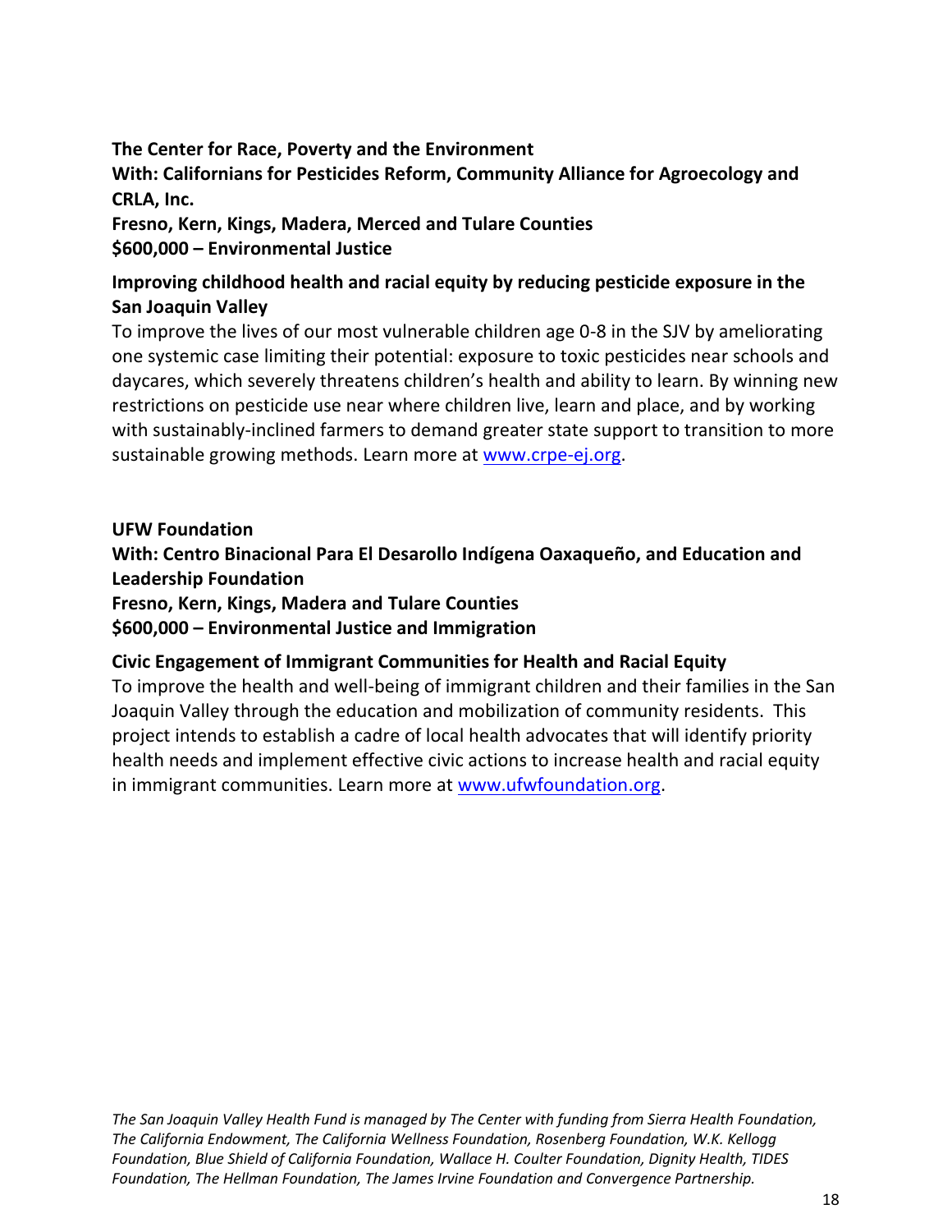**The Center for Race, Poverty and the Environment**
**With: Californians for Pesticides Reform, Community Alliance for Agroecology and CRLA, Inc.**
**Fresno, Kern, Kings, Madera, Merced and Tulare Counties**
**$600,000 – Environmental Justice**

**Improving childhood health and racial equity by reducing pesticide exposure in the San Joaquin Valley**

To improve the lives of our most vulnerable children age 0-8 in the SJV by ameliorating one systemic case limiting their potential: exposure to toxic pesticides near schools and daycares, which severely threatens children's health and ability to learn. By winning new restrictions on pesticide use near where children live, learn and place, and by working with sustainably-inclined farmers to demand greater state support to transition to more sustainable growing methods. Learn more at www.crpe-ej.org.

**UFW Foundation**
**With: Centro Binacional Para El Desarollo Indígena Oaxaqueño, and Education and Leadership Foundation**
**Fresno, Kern, Kings, Madera and Tulare Counties**
**$600,000 – Environmental Justice and Immigration**

**Civic Engagement of Immigrant Communities for Health and Racial Equity**

To improve the health and well-being of immigrant children and their families in the San Joaquin Valley through the education and mobilization of community residents. This project intends to establish a cadre of local health advocates that will identify priority health needs and implement effective civic actions to increase health and racial equity in immigrant communities. Learn more at www.ufwfoundation.org.

*The San Joaquin Valley Health Fund is managed by The Center with funding from Sierra Health Foundation, The California Endowment, The California Wellness Foundation, Rosenberg Foundation, W.K. Kellogg Foundation, Blue Shield of California Foundation, Wallace H. Coulter Foundation, Dignity Health, TIDES Foundation, The Hellman Foundation, The James Irvine Foundation and Convergence Partnership.*